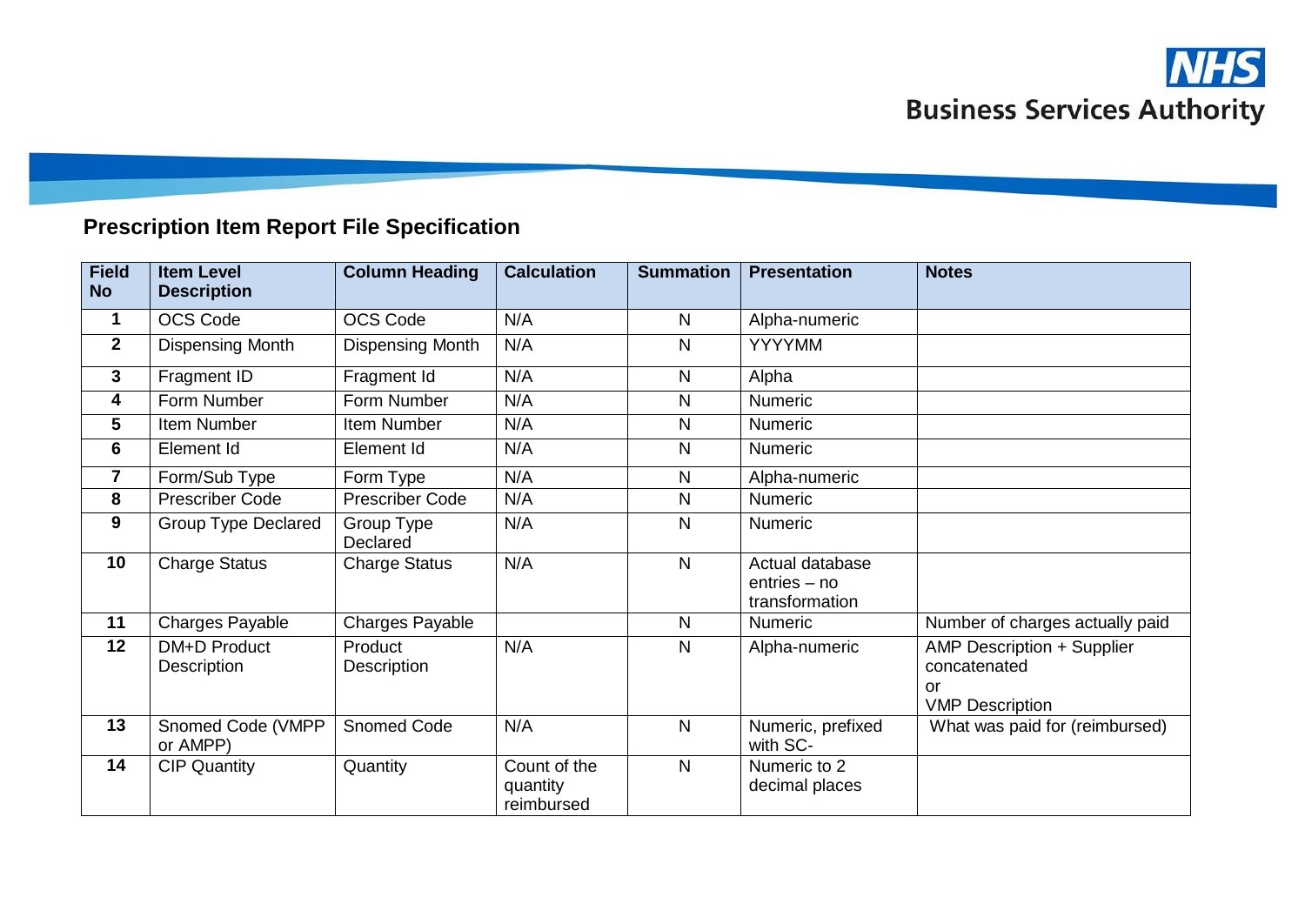## Prescription Item Report File Specification

| Field No | Item Level Description | Column Heading | Calculation | Summation | Presentation | Notes |
|---|---|---|---|---|---|---|
| 1 | OCS Code | OCS Code | N/A | N | Alpha-numeric | |
| 2 | Dispensing Month | Dispensing Month | N/A | N | YYYYMM | |
| 3 | Fragment ID | Fragment Id | N/A | N | Alpha | |
| 4 | Form Number | Form Number | N/A | N | Numeric | |
| 5 | Item Number | Item Number | N/A | N | Numeric | |
| 6 | Element Id | Element Id | N/A | N | Numeric | |
| 7 | Form/Sub Type | Form Type | N/A | N | Alpha-numeric | |
| 8 | Prescriber Code | Prescriber Code | N/A | N | Numeric | |
| 9 | Group Type Declared | Group Type Declared | N/A | N | Numeric | |
| 10 | Charge Status | Charge Status | N/A | N | Actual database entries – no transformation | |
| 11 | Charges Payable | Charges Payable | | N | Numeric | Number of charges actually paid |
| 12 | DM+D Product Description | Product Description | N/A | N | Alpha-numeric | AMP Description + Supplier concatenated or VMP Description |
| 13 | Snomed Code (VMPP or AMPP) | Snomed Code | N/A | N | Numeric, prefixed with SC- | What was paid for (reimbursed) |
| 14 | CIP Quantity | Quantity | Count of the quantity reimbursed | N | Numeric to 2 decimal places | |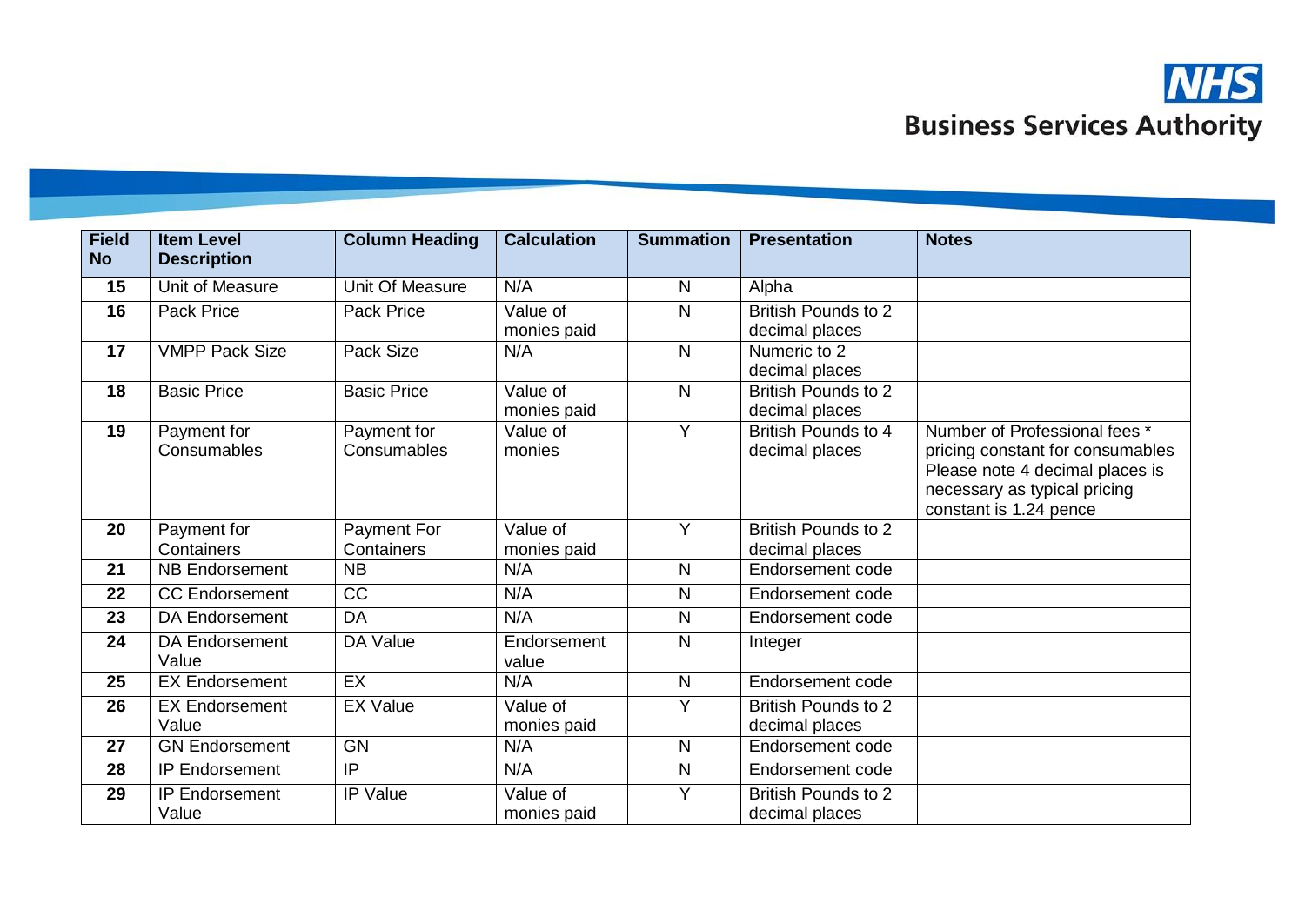| Field No | Item Level Description | Column Heading | Calculation | Summation | Presentation | Notes |
|---|---|---|---|---|---|---|
| 15 | Unit of Measure | Unit Of Measure | N/A | N | Alpha | |
| 16 | Pack Price | Pack Price | Value of monies paid | N | British Pounds to 2 decimal places | |
| 17 | VMPP Pack Size | Pack Size | N/A | N | Numeric to 2 decimal places | |
| 18 | Basic Price | Basic Price | Value of monies paid | N | British Pounds to 2 decimal places | |
| 19 | Payment for Consumables | Payment for Consumables | Value of monies | Y | British Pounds to 4 decimal places | Number of Professional fees * pricing constant for consumables Please note 4 decimal places is necessary as typical pricing constant is 1.24 pence |
| 20 | Payment for Containers | Payment For Containers | Value of monies paid | Y | British Pounds to 2 decimal places | |
| 21 | NB Endorsement | NB | N/A | N | Endorsement code | |
| 22 | CC Endorsement | CC | N/A | N | Endorsement code | |
| 23 | DA Endorsement | DA | N/A | N | Endorsement code | |
| 24 | DA Endorsement Value | DA Value | Endorsement value | N | Integer | |
| 25 | EX Endorsement | EX | N/A | N | Endorsement code | |
| 26 | EX Endorsement Value | EX Value | Value of monies paid | Y | British Pounds to 2 decimal places | |
| 27 | GN Endorsement | GN | N/A | N | Endorsement code | |
| 28 | IP Endorsement | IP | N/A | N | Endorsement code | |
| 29 | IP Endorsement Value | IP Value | Value of monies paid | Y | British Pounds to 2 decimal places | |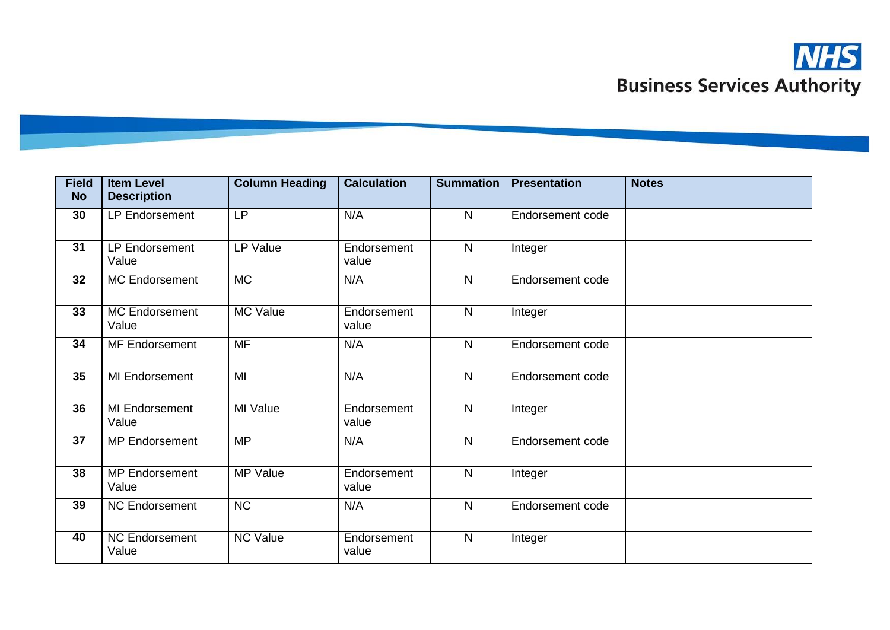| Field No | Item Level Description | Column Heading | Calculation | Summation | Presentation | Notes |
|---|---|---|---|---|---|---|
| 30 | LP Endorsement | LP | N/A | N | Endorsement code | |
| 31 | LP Endorsement Value | LP Value | Endorsement value | N | Integer | |
| 32 | MC Endorsement | MC | N/A | N | Endorsement code | |
| 33 | MC Endorsement Value | MC Value | Endorsement value | N | Integer | |
| 34 | MF Endorsement | MF | N/A | N | Endorsement code | |
| 35 | MI Endorsement | MI | N/A | N | Endorsement code | |
| 36 | MI Endorsement Value | MI Value | Endorsement value | N | Integer | |
| 37 | MP Endorsement | MP | N/A | N | Endorsement code | |
| 38 | MP Endorsement Value | MP Value | Endorsement value | N | Integer | |
| 39 | NC Endorsement | NC | N/A | N | Endorsement code | |
| 40 | NC Endorsement Value | NC Value | Endorsement value | N | Integer | |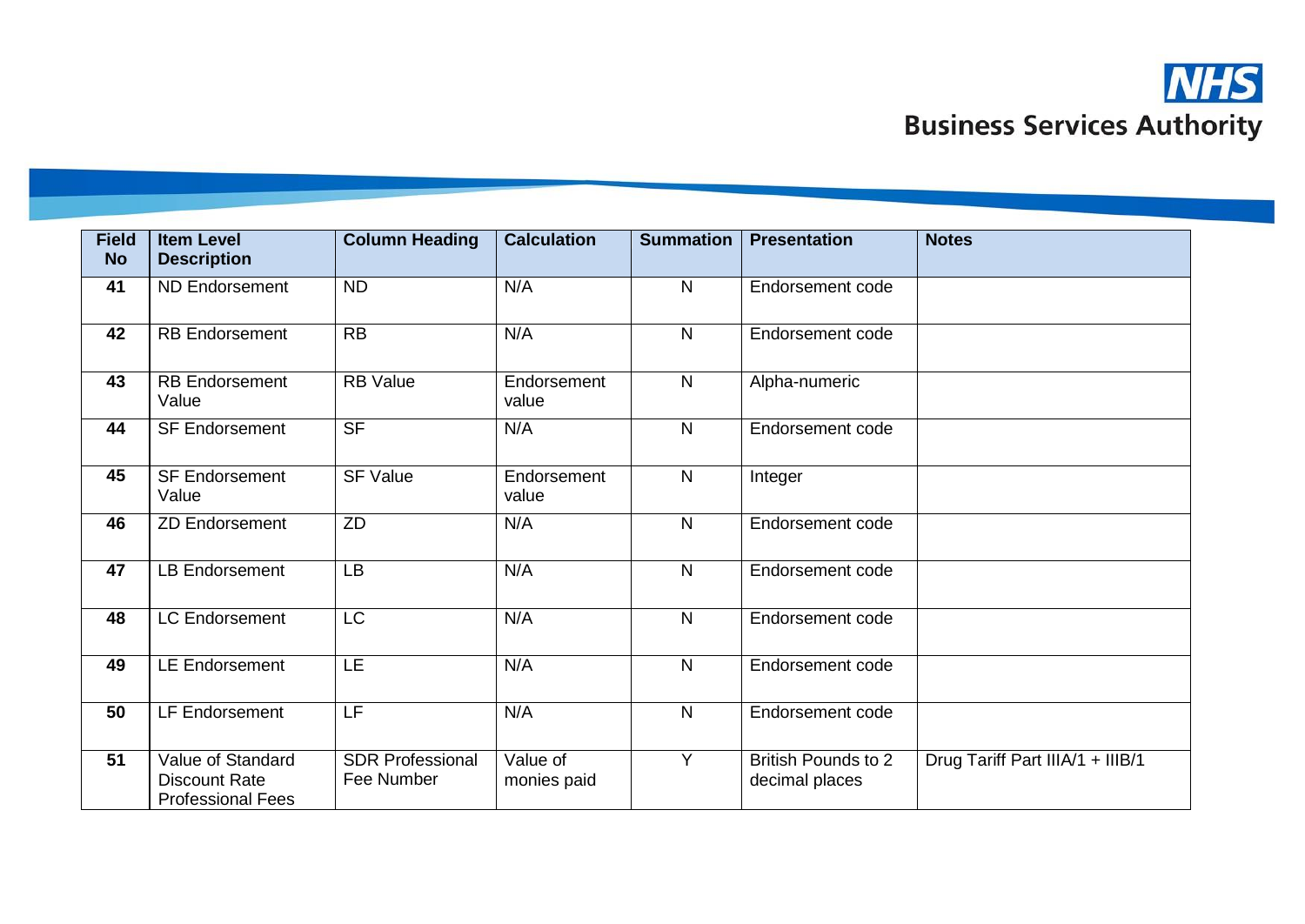| Field No | Item Level Description | Column Heading | Calculation | Summation | Presentation | Notes |
|---|---|---|---|---|---|---|
| 41 | ND Endorsement | ND | N/A | N | Endorsement code | |
| 42 | RB Endorsement | RB | N/A | N | Endorsement code | |
| 43 | RB Endorsement Value | RB Value | Endorsement value | N | Alpha-numeric | |
| 44 | SF Endorsement | SF | N/A | N | Endorsement code | |
| 45 | SF Endorsement Value | SF Value | Endorsement value | N | Integer | |
| 46 | ZD Endorsement | ZD | N/A | N | Endorsement code | |
| 47 | LB Endorsement | LB | N/A | N | Endorsement code | |
| 48 | LC Endorsement | LC | N/A | N | Endorsement code | |
| 49 | LE Endorsement | LE | N/A | N | Endorsement code | |
| 50 | LF Endorsement | LF | N/A | N | Endorsement code | |
| 51 | Value of Standard Discount Rate Professional Fees | SDR Professional Fee Number | Value of monies paid | Y | British Pounds to 2 decimal places | Drug Tariff Part IIIA/1 + IIIB/1 |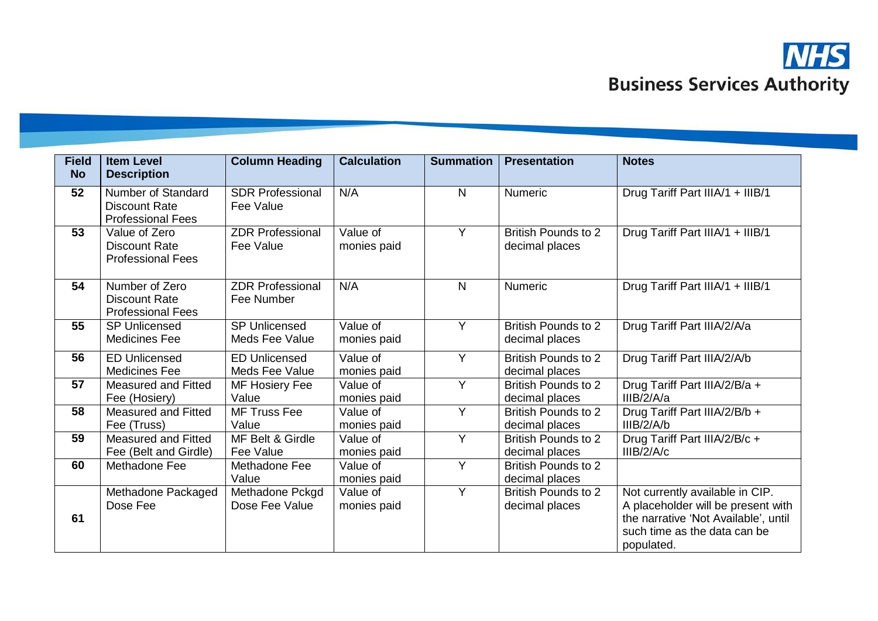| Field No | Item Level Description | Column Heading | Calculation | Summation | Presentation | Notes |
|---|---|---|---|---|---|---|
| 52 | Number of Standard Discount Rate Professional Fees | SDR Professional Fee Value | N/A | N | Numeric | Drug Tariff Part IIIA/1 + IIIB/1 |
| 53 | Value of Zero Discount Rate Professional Fees | ZDR Professional Fee Value | Value of monies paid | Y | British Pounds to 2 decimal places | Drug Tariff Part IIIA/1 + IIIB/1 |
| 54 | Number of Zero Discount Rate Professional Fees | ZDR Professional Fee Number | N/A | N | Numeric | Drug Tariff Part IIIA/1 + IIIB/1 |
| 55 | SP Unlicensed Medicines Fee | SP Unlicensed Meds Fee Value | Value of monies paid | Y | British Pounds to 2 decimal places | Drug Tariff Part IIIA/2/A/a |
| 56 | ED Unlicensed Medicines Fee | ED Unlicensed Meds Fee Value | Value of monies paid | Y | British Pounds to 2 decimal places | Drug Tariff Part IIIA/2/A/b |
| 57 | Measured and Fitted Fee (Hosiery) | MF Hosiery Fee Value | Value of monies paid | Y | British Pounds to 2 decimal places | Drug Tariff Part IIIA/2/B/a + IIIB/2/A/a |
| 58 | Measured and Fitted Fee (Truss) | MF Truss Fee Value | Value of monies paid | Y | British Pounds to 2 decimal places | Drug Tariff Part IIIA/2/B/b + IIIB/2/A/b |
| 59 | Measured and Fitted Fee (Belt and Girdle) | MF Belt & Girdle Fee Value | Value of monies paid | Y | British Pounds to 2 decimal places | Drug Tariff Part IIIA/2/B/c + IIIB/2/A/c |
| 60 | Methadone Fee | Methadone Fee Value | Value of monies paid | Y | British Pounds to 2 decimal places | |
| 61 | Methadone Packaged Dose Fee | Methadone Pckgd Dose Fee Value | Value of monies paid | Y | British Pounds to 2 decimal places | Not currently available in CIP. A placeholder will be present with the narrative 'Not Available', until such time as the data can be populated. |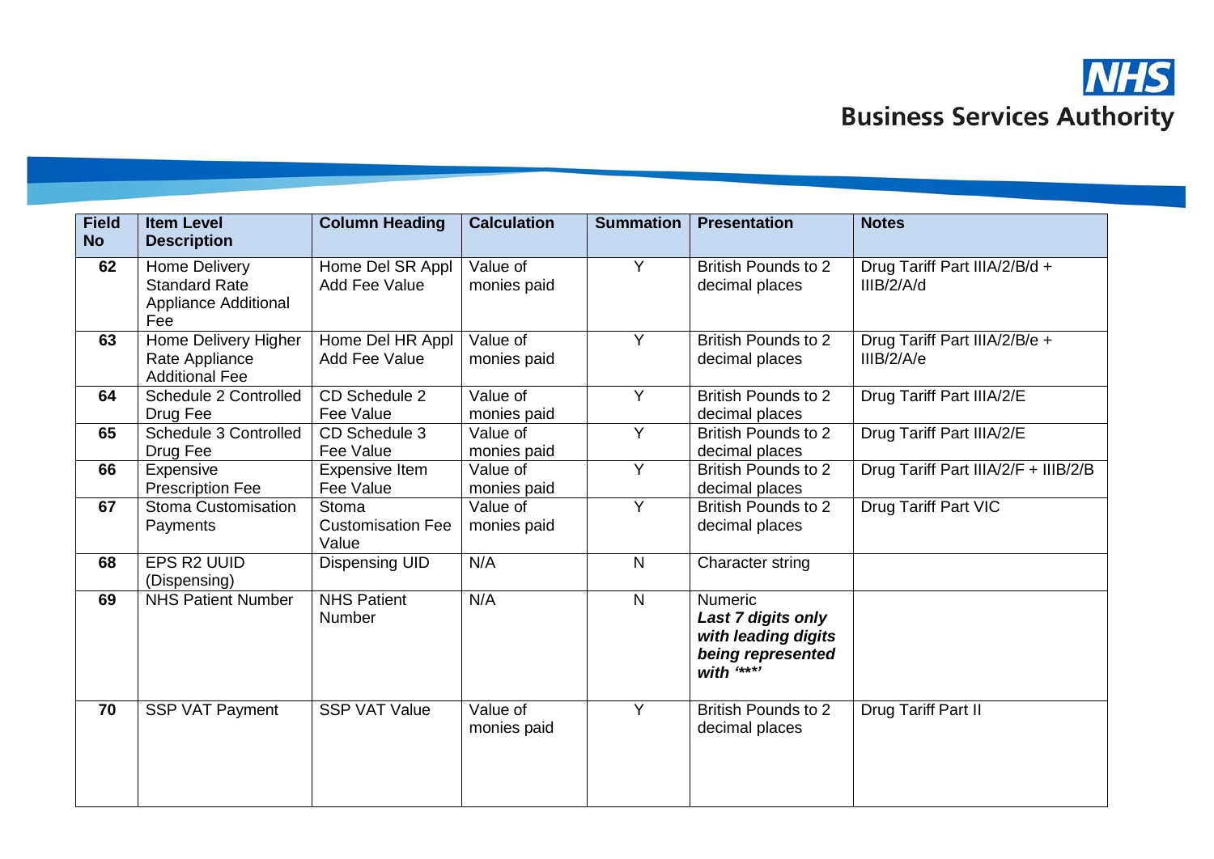| Field No | Item Level Description | Column Heading | Calculation | Summation | Presentation | Notes |
|---|---|---|---|---|---|---|
| **62** | Home Delivery Standard Rate Appliance Additional Fee | Home Del SR Appl Add Fee Value | Value of monies paid | Y | British Pounds to 2 decimal places | Drug Tariff Part IIIA/2/B/d + IIIB/2/A/d |
| **63** | Home Delivery Higher Rate Appliance Additional Fee | Home Del HR Appl Add Fee Value | Value of monies paid | Y | British Pounds to 2 decimal places | Drug Tariff Part IIIA/2/B/e + IIIB/2/A/e |
| **64** | Schedule 2 Controlled Drug Fee | CD Schedule 2 Fee Value | Value of monies paid | Y | British Pounds to 2 decimal places | Drug Tariff Part IIIA/2/E |
| **65** | Schedule 3 Controlled Drug Fee | CD Schedule 3 Fee Value | Value of monies paid | Y | British Pounds to 2 decimal places | Drug Tariff Part IIIA/2/E |
| **66** | Expensive Prescription Fee | Expensive Item Fee Value | Value of monies paid | Y | British Pounds to 2 decimal places | Drug Tariff Part IIIA/2/F + IIIB/2/B |
| **67** | Stoma Customisation Payments | Stoma Customisation Fee Value | Value of monies paid | Y | British Pounds to 2 decimal places | Drug Tariff Part VIC |
| **68** | EPS R2 UUID (Dispensing) | Dispensing UID | N/A | N | Character string | |
| **69** | NHS Patient Number | NHS Patient Number | N/A | N | Numeric ***Last 7 digits only with leading digits being represented with '\*\*\*'*** | |
| **70** | SSP VAT Payment | SSP VAT Value | Value of monies paid | Y | British Pounds to 2 decimal places | Drug Tariff Part II |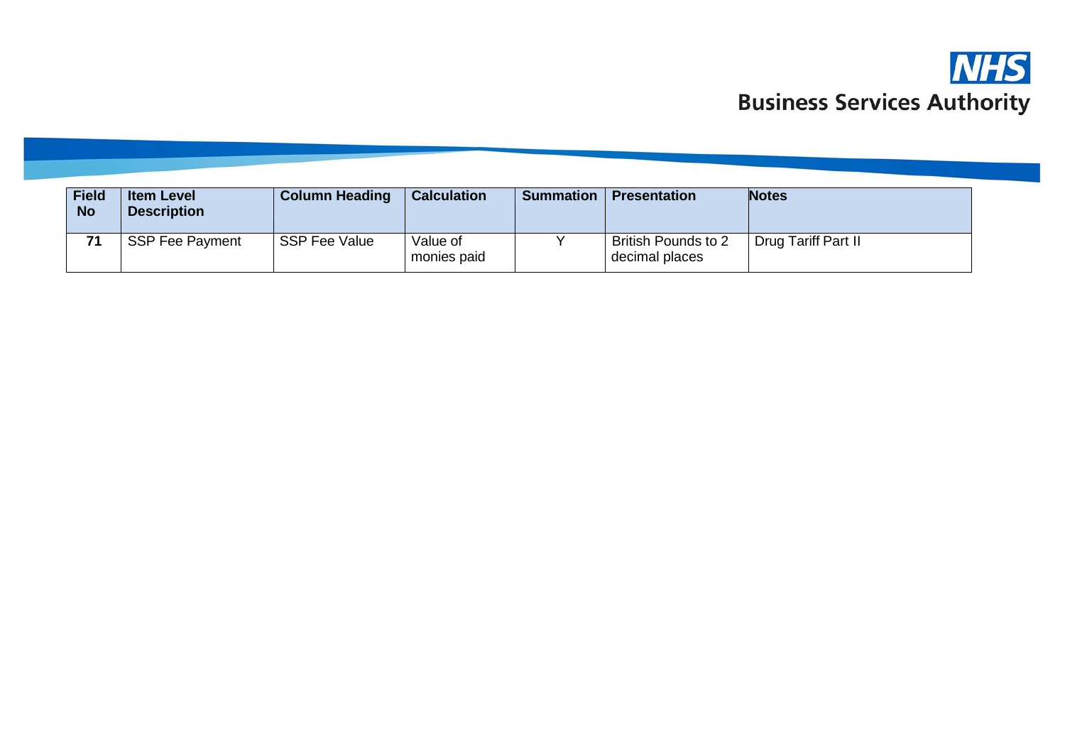| Field No | Item Level Description | Column Heading | Calculation | Summation | Presentation | Notes |
|---|---|---|---|---|---|---|
| **71** | SSP Fee Payment | SSP Fee Value | Value of monies paid | Y | British Pounds to 2 decimal places | Drug Tariff Part II |